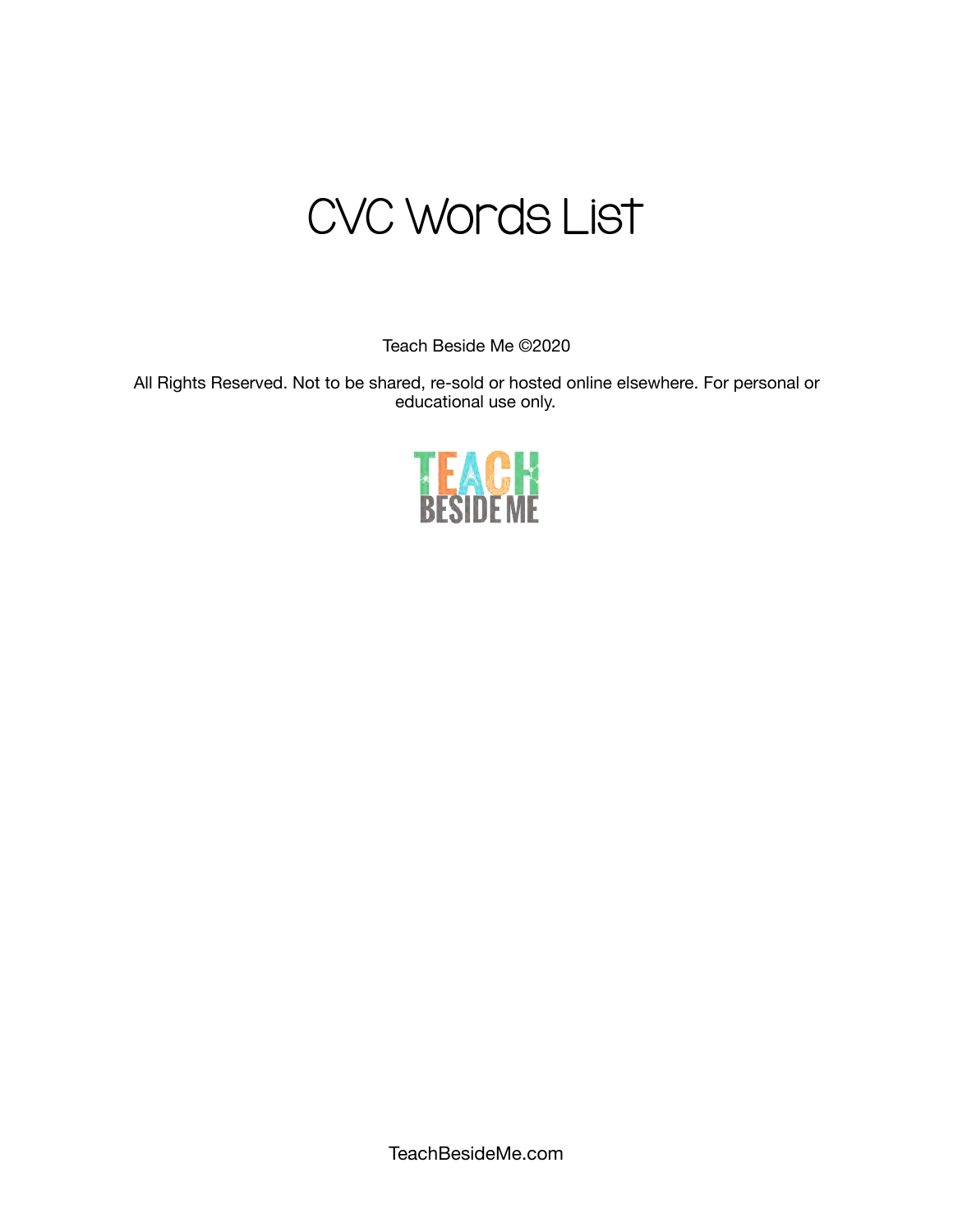# CVC Words List

Teach Beside Me ©2020

All Rights Reserved. Not to be shared, re-sold or hosted online elsewhere. For personal or educational use only.

TEACH
BESIDE ME

TeachBesideMe.com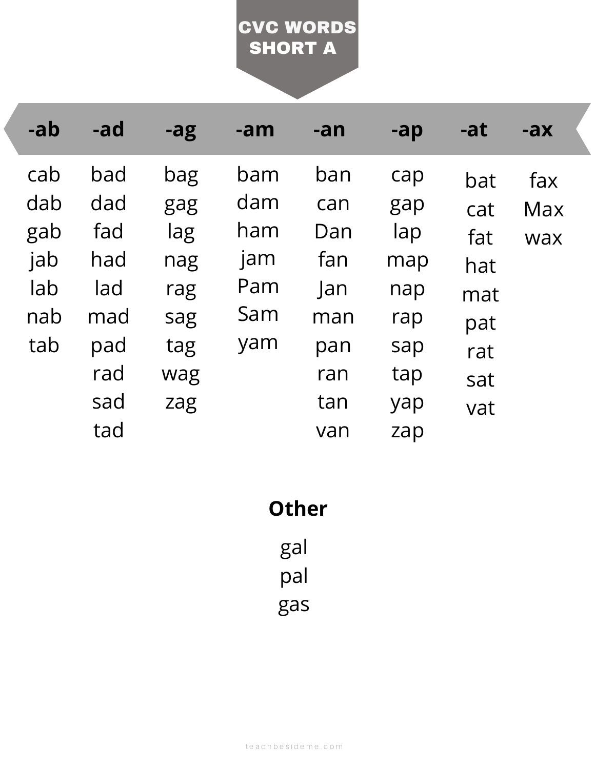# CVC WORDS SHORT A

| -ab | -ad | -ag | -am | -an | -ap | -at | -ax |
|---|---|---|---|---|---|---|---|
| cab | bad | bag | bam | ban | cap | bat | fax |
| dab | dad | gag | dam | can | gap | cat | Max |
| gab | fad | lag | ham | Dan | lap | fat | wax |
| jab | had | nag | jam | fan | map | hat | |
| lab | lad | rag | Pam | Jan | nap | mat | |
| nab | mad | sag | Sam | man | rap | pat | |
| tab | pad | tag | yam | pan | sap | rat | |
| | rad | wag | | ran | tap | sat | |
| | sad | zag | | tan | yap | vat | |
| | tad | | | van | zap | | |

## Other

gal
pal
gas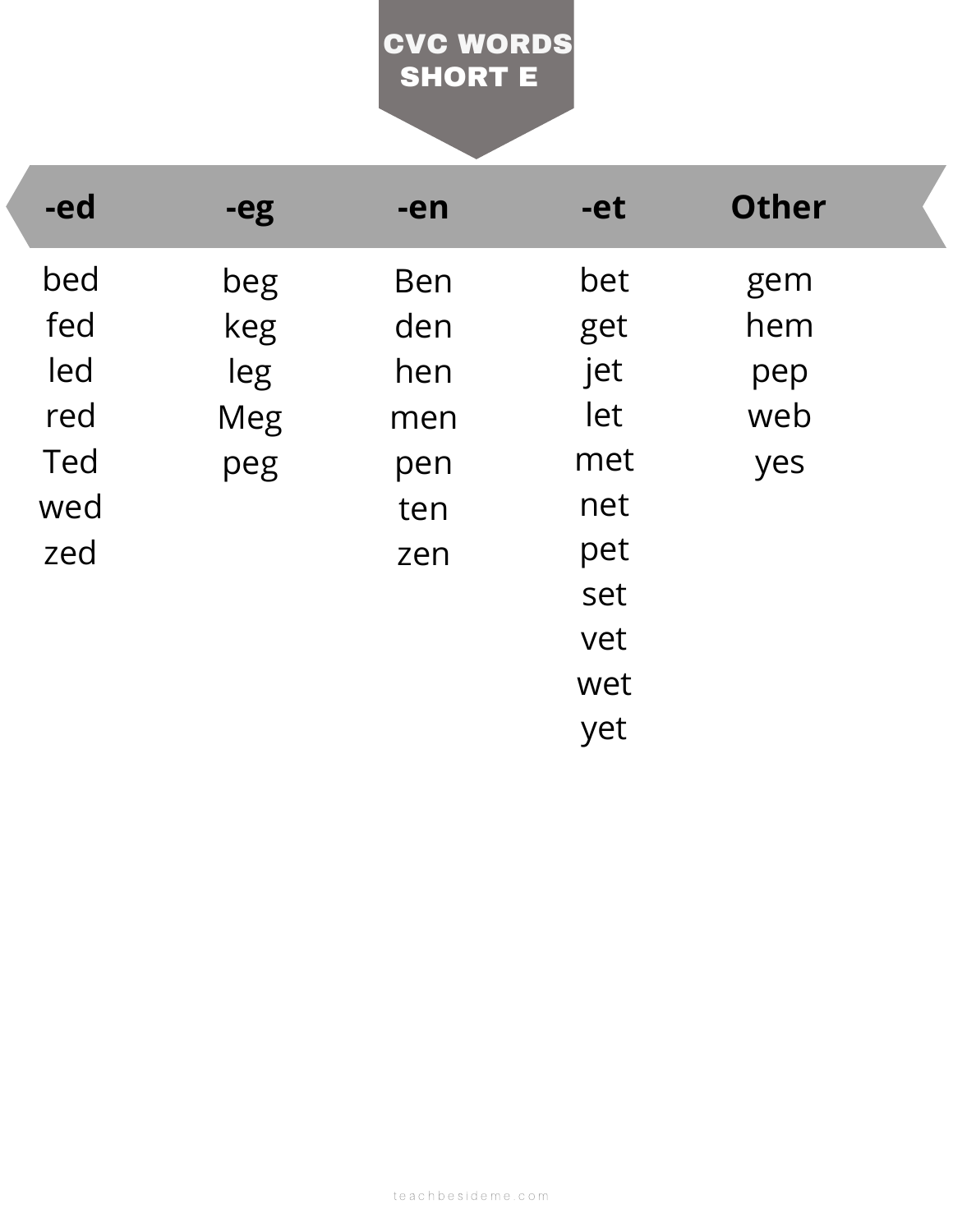# CVC WORDS SHORT E

| -ed | -eg | -en | -et | Other |
|---|---|---|---|---|
| bed | beg | Ben | bet | gem |
| fed | keg | den | get | hem |
| led | leg | hen | jet | pep |
| red | Meg | men | let | web |
| Ted | peg | pen | met | yes |
| wed | | ten | net | |
| zed | | zen | pet | |
| | | | set | |
| | | | vet | |
| | | | wet | |
| | | | yet | |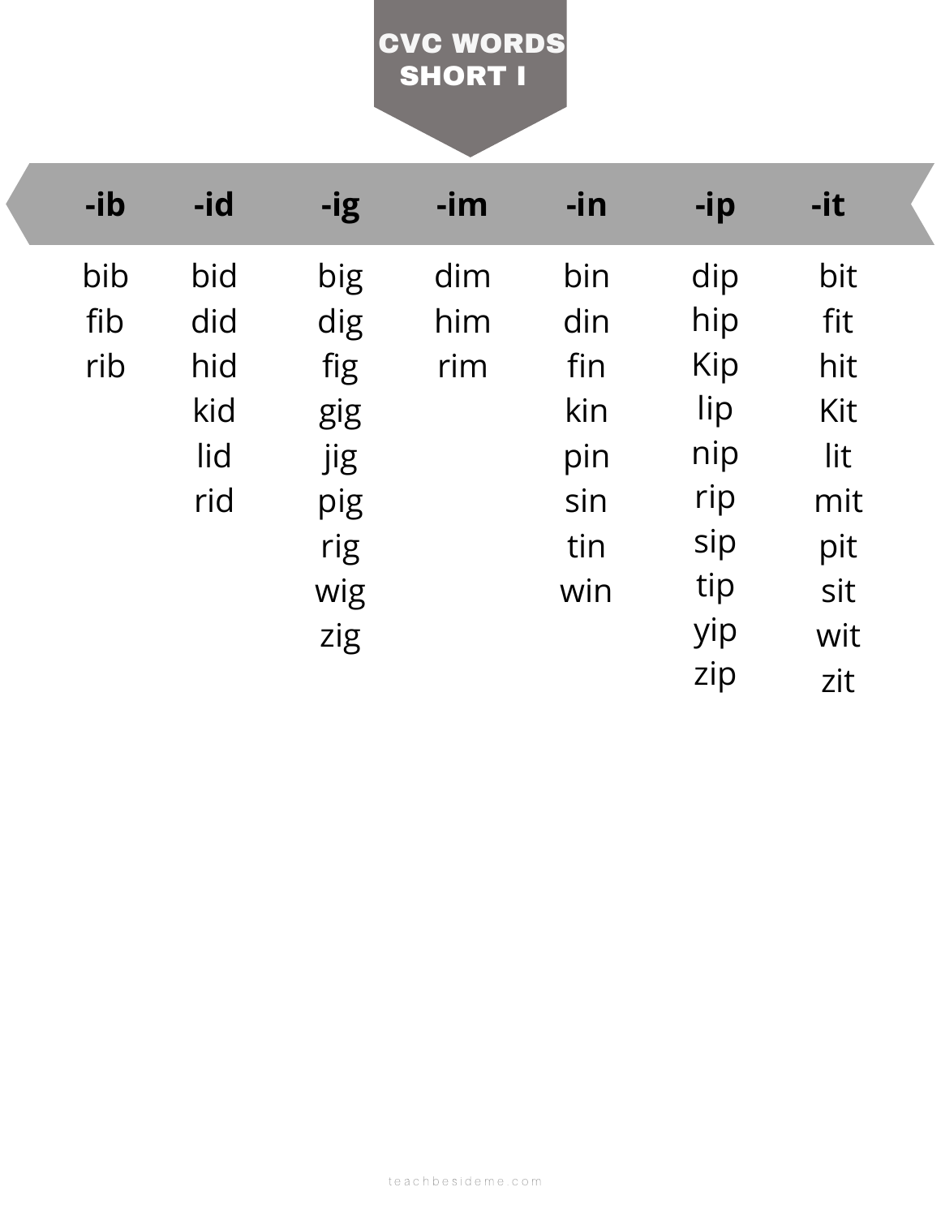# CVC WORDS SHORT I

| -ib | -id | -ig | -im | -in | -ip | -it |
|---|---|---|---|---|---|---|
| bib | bid | big | dim | bin | dip | bit |
| fib | did | dig | him | din | hip | fit |
| rib | hid | fig | rim | fin | Kip | hit |
| | kid | gig | | kin | lip | Kit |
| | lid | jig | | pin | nip | lit |
| | rid | pig | | sin | rip | mit |
| | | rig | | tin | sip | pit |
| | | wig | | win | tip | sit |
| | | zig | | | yip | wit |
| | | | | | zip | zit |

teachbesideme.com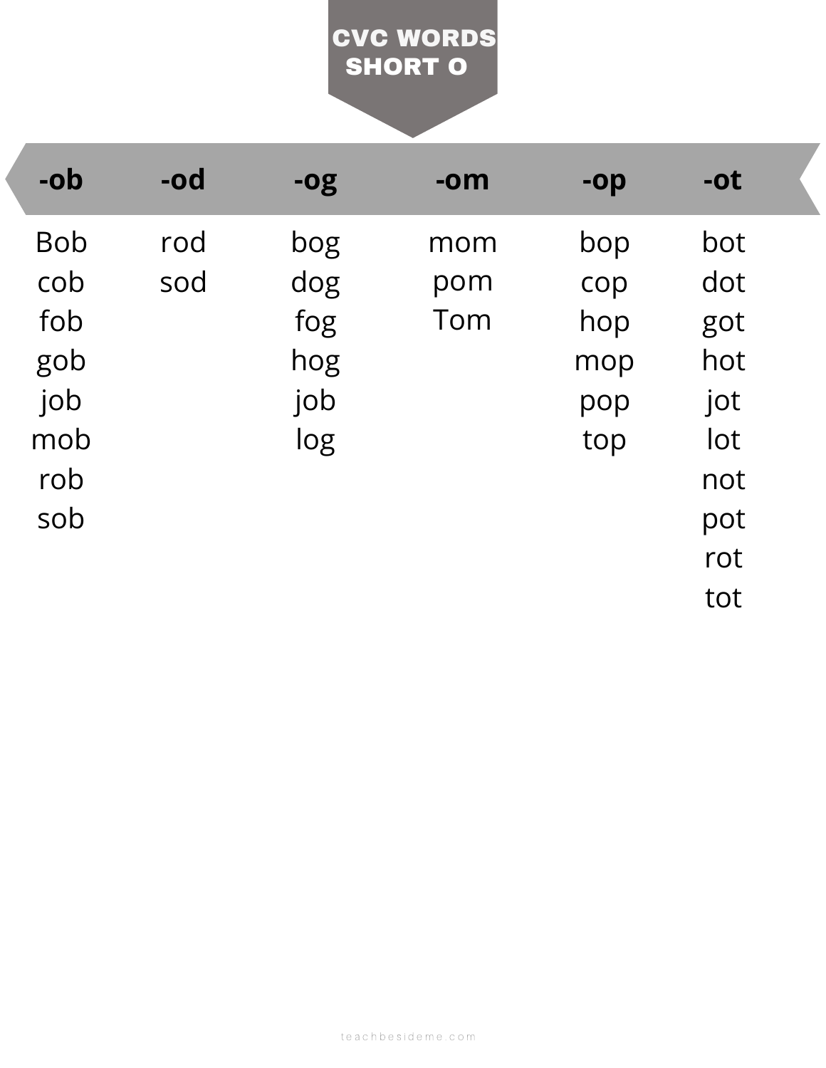# CVC WORDS SHORT O

| -ob | -od | -og | -om | -op | -ot |
|---|---|---|---|---|---|
| Bob | rod | bog | mom | bop | bot |
| cob | sod | dog | pom | cop | dot |
| fob | | fog | Tom | hop | got |
| gob | | hog | | mop | hot |
| job | | job | | pop | jot |
| mob | | log | | top | lot |
| rob | | | | | not |
| sob | | | | | pot |
| | | | | | rot |
| | | | | | tot |

teachbesideme.com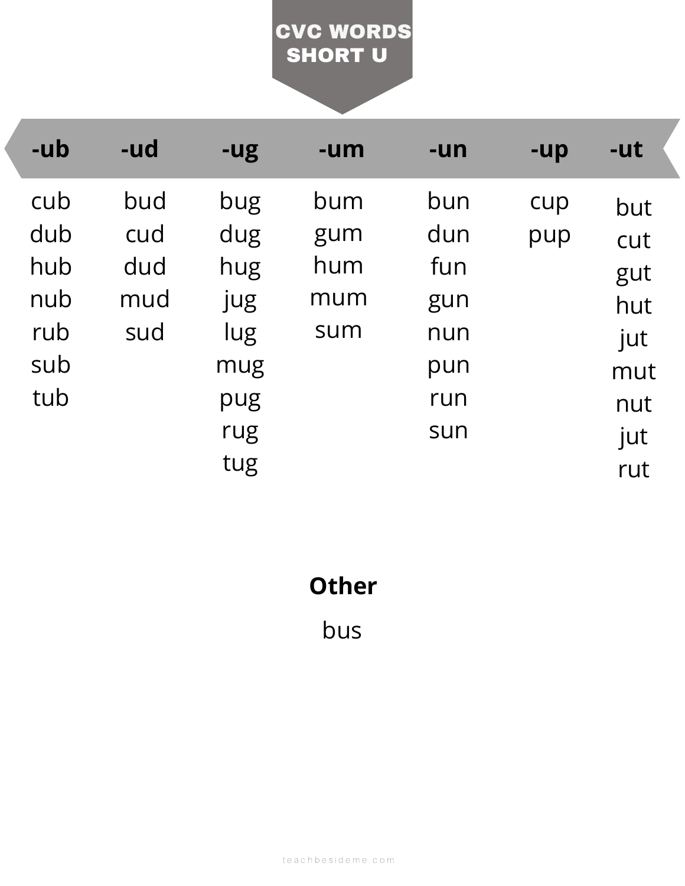# CVC WORDS SHORT U

| -ub | -ud | -ug | -um | -un | -up | -ut |
|---|---|---|---|---|---|---|
| cub | bud | bug | bum | bun | cup | but |
| dub | cud | dug | gum | dun | pup | cut |
| hub | dud | hug | hum | fun | | gut |
| nub | mud | jug | mum | gun | | hut |
| rub | sud | lug | sum | nun | | jut |
| sub | | mug | | pun | | mut |
| tub | | pug | | run | | nut |
| | | rug | | sun | | jut |
| | | tug | | | | rut |

**Other**

bus